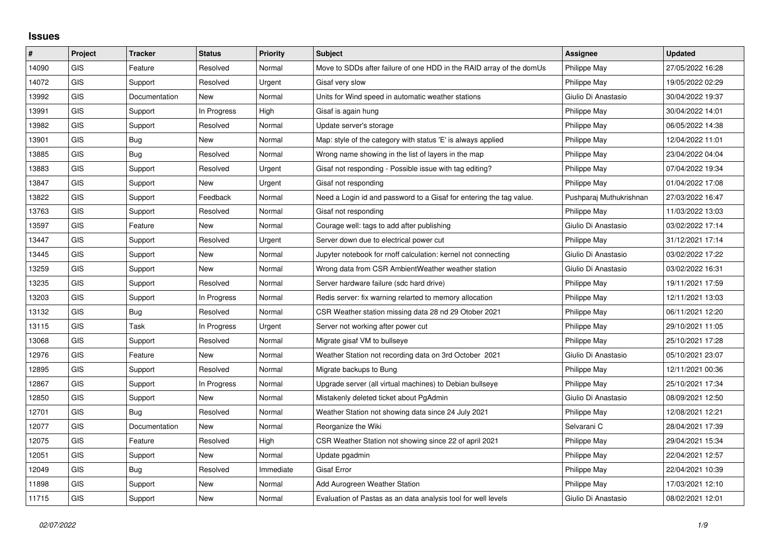## Issues

| # | Project | Tracker | Status | Priority | Subject | Assignee | Updated |
|---|---|---|---|---|---|---|---|
| 14090 | GIS | Feature | Resolved | Normal | Move to SDDs after failure of one HDD in the RAID array of the domUs | Philippe May | 27/05/2022 16:28 |
| 14072 | GIS | Support | Resolved | Urgent | Gisaf very slow | Philippe May | 19/05/2022 02:29 |
| 13992 | GIS | Documentation | New | Normal | Units for Wind speed in automatic weather stations | Giulio Di Anastasio | 30/04/2022 19:37 |
| 13991 | GIS | Support | In Progress | High | Gisaf is again hung | Philippe May | 30/04/2022 14:01 |
| 13982 | GIS | Support | Resolved | Normal | Update server's storage | Philippe May | 06/05/2022 14:38 |
| 13901 | GIS | Bug | New | Normal | Map: style of the category with status 'E' is always applied | Philippe May | 12/04/2022 11:01 |
| 13885 | GIS | Bug | Resolved | Normal | Wrong name showing in the list of layers in the map | Philippe May | 23/04/2022 04:04 |
| 13883 | GIS | Support | Resolved | Urgent | Gisaf not responding - Possible issue with tag editing? | Philippe May | 07/04/2022 19:34 |
| 13847 | GIS | Support | New | Urgent | Gisaf not responding | Philippe May | 01/04/2022 17:08 |
| 13822 | GIS | Support | Feedback | Normal | Need a Login id and password to a Gisaf for entering the tag value. | Pushparaj Muthukrishnan | 27/03/2022 16:47 |
| 13763 | GIS | Support | Resolved | Normal | Gisaf not responding | Philippe May | 11/03/2022 13:03 |
| 13597 | GIS | Feature | New | Normal | Courage well: tags to add after publishing | Giulio Di Anastasio | 03/02/2022 17:14 |
| 13447 | GIS | Support | Resolved | Urgent | Server down due to electrical power cut | Philippe May | 31/12/2021 17:14 |
| 13445 | GIS | Support | New | Normal | Jupyter notebook for rnoff calculation: kernel not connecting | Giulio Di Anastasio | 03/02/2022 17:22 |
| 13259 | GIS | Support | New | Normal | Wrong data from CSR AmbientWeather weather station | Giulio Di Anastasio | 03/02/2022 16:31 |
| 13235 | GIS | Support | Resolved | Normal | Server hardware failure (sdc hard drive) | Philippe May | 19/11/2021 17:59 |
| 13203 | GIS | Support | In Progress | Normal | Redis server: fix warning relarted to memory allocation | Philippe May | 12/11/2021 13:03 |
| 13132 | GIS | Bug | Resolved | Normal | CSR Weather station missing data 28 nd 29 Otober 2021 | Philippe May | 06/11/2021 12:20 |
| 13115 | GIS | Task | In Progress | Urgent | Server not working after power cut | Philippe May | 29/10/2021 11:05 |
| 13068 | GIS | Support | Resolved | Normal | Migrate gisaf VM to bullseye | Philippe May | 25/10/2021 17:28 |
| 12976 | GIS | Feature | New | Normal | Weather Station not recording data on 3rd October 2021 | Giulio Di Anastasio | 05/10/2021 23:07 |
| 12895 | GIS | Support | Resolved | Normal | Migrate backups to Bung | Philippe May | 12/11/2021 00:36 |
| 12867 | GIS | Support | In Progress | Normal | Upgrade server (all virtual machines) to Debian bullseye | Philippe May | 25/10/2021 17:34 |
| 12850 | GIS | Support | New | Normal | Mistakenly deleted ticket about PgAdmin | Giulio Di Anastasio | 08/09/2021 12:50 |
| 12701 | GIS | Bug | Resolved | Normal | Weather Station not showing data since 24 July 2021 | Philippe May | 12/08/2021 12:21 |
| 12077 | GIS | Documentation | New | Normal | Reorganize the Wiki | Selvarani C | 28/04/2021 17:39 |
| 12075 | GIS | Feature | Resolved | High | CSR Weather Station not showing since 22 of april 2021 | Philippe May | 29/04/2021 15:34 |
| 12051 | GIS | Support | New | Normal | Update pgadmin | Philippe May | 22/04/2021 12:57 |
| 12049 | GIS | Bug | Resolved | Immediate | Gisaf Error | Philippe May | 22/04/2021 10:39 |
| 11898 | GIS | Support | New | Normal | Add Aurogreen Weather Station | Philippe May | 17/03/2021 12:10 |
| 11715 | GIS | Support | New | Normal | Evaluation of Pastas as an data analysis tool for well levels | Giulio Di Anastasio | 08/02/2021 12:01 |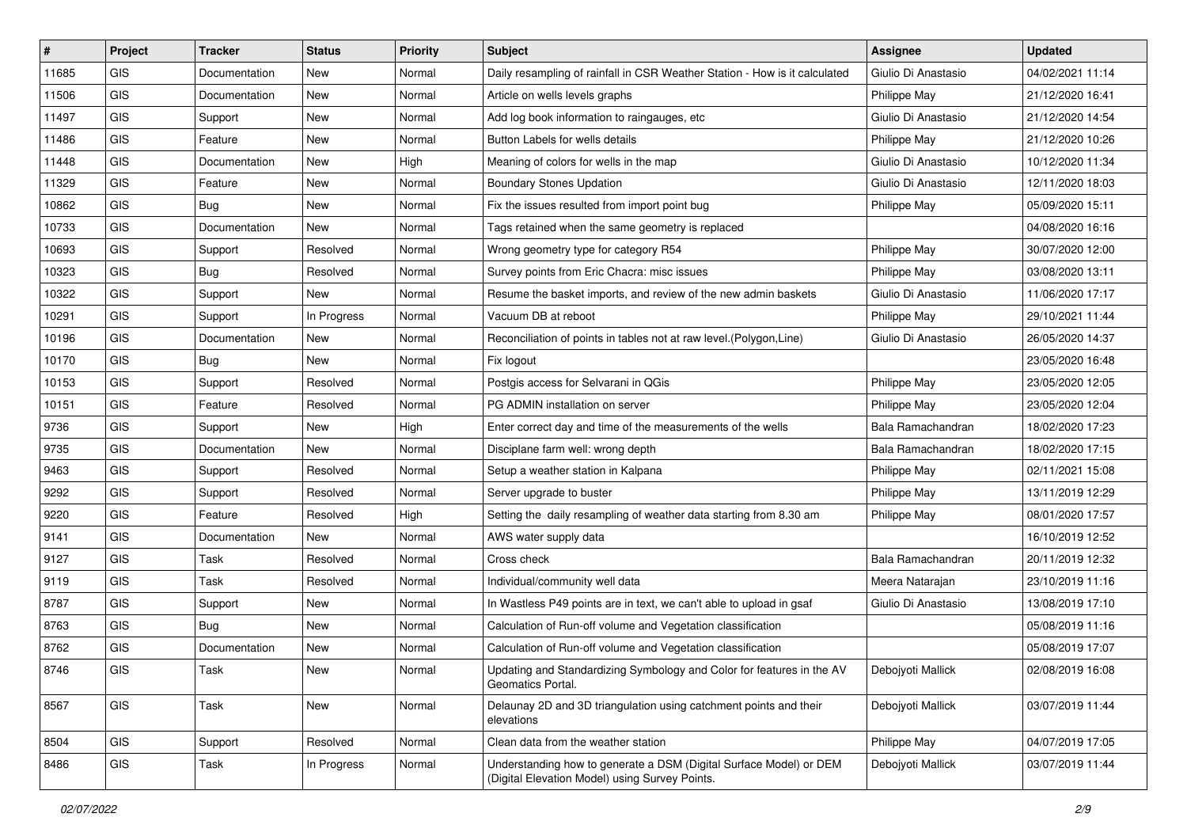| # | Project | Tracker | Status | Priority | Subject | Assignee | Updated |
|---|---|---|---|---|---|---|---|
| 11685 | GIS | Documentation | New | Normal | Daily resampling of rainfall in CSR Weather Station - How is it calculated | Giulio Di Anastasio | 04/02/2021 11:14 |
| 11506 | GIS | Documentation | New | Normal | Article on wells levels graphs | Philippe May | 21/12/2020 16:41 |
| 11497 | GIS | Support | New | Normal | Add log book information to raingauges, etc | Giulio Di Anastasio | 21/12/2020 14:54 |
| 11486 | GIS | Feature | New | Normal | Button Labels for wells details | Philippe May | 21/12/2020 10:26 |
| 11448 | GIS | Documentation | New | High | Meaning of colors for wells in the map | Giulio Di Anastasio | 10/12/2020 11:34 |
| 11329 | GIS | Feature | New | Normal | Boundary Stones Updation | Giulio Di Anastasio | 12/11/2020 18:03 |
| 10862 | GIS | Bug | New | Normal | Fix the issues resulted from import point bug | Philippe May | 05/09/2020 15:11 |
| 10733 | GIS | Documentation | New | Normal | Tags retained when the same geometry is replaced | | 04/08/2020 16:16 |
| 10693 | GIS | Support | Resolved | Normal | Wrong geometry type for category R54 | Philippe May | 30/07/2020 12:00 |
| 10323 | GIS | Bug | Resolved | Normal | Survey points from Eric Chacra: misc issues | Philippe May | 03/08/2020 13:11 |
| 10322 | GIS | Support | New | Normal | Resume the basket imports, and review of the new admin baskets | Giulio Di Anastasio | 11/06/2020 17:17 |
| 10291 | GIS | Support | In Progress | Normal | Vacuum DB at reboot | Philippe May | 29/10/2021 11:44 |
| 10196 | GIS | Documentation | New | Normal | Reconciliation of points in tables not at raw level.(Polygon,Line) | Giulio Di Anastasio | 26/05/2020 14:37 |
| 10170 | GIS | Bug | New | Normal | Fix logout | | 23/05/2020 16:48 |
| 10153 | GIS | Support | Resolved | Normal | Postgis access for Selvarani in QGis | Philippe May | 23/05/2020 12:05 |
| 10151 | GIS | Feature | Resolved | Normal | PG ADMIN installation on server | Philippe May | 23/05/2020 12:04 |
| 9736 | GIS | Support | New | High | Enter correct day and time of the measurements of the wells | Bala Ramachandran | 18/02/2020 17:23 |
| 9735 | GIS | Documentation | New | Normal | Disciplane farm well: wrong depth | Bala Ramachandran | 18/02/2020 17:15 |
| 9463 | GIS | Support | Resolved | Normal | Setup a weather station in Kalpana | Philippe May | 02/11/2021 15:08 |
| 9292 | GIS | Support | Resolved | Normal | Server upgrade to buster | Philippe May | 13/11/2019 12:29 |
| 9220 | GIS | Feature | Resolved | High | Setting the daily resampling of weather data starting from 8.30 am | Philippe May | 08/01/2020 17:57 |
| 9141 | GIS | Documentation | New | Normal | AWS water supply data | | 16/10/2019 12:52 |
| 9127 | GIS | Task | Resolved | Normal | Cross check | Bala Ramachandran | 20/11/2019 12:32 |
| 9119 | GIS | Task | Resolved | Normal | Individual/community well data | Meera Natarajan | 23/10/2019 11:16 |
| 8787 | GIS | Support | New | Normal | In Wastless P49 points are in text, we can't able to upload in gsaf | Giulio Di Anastasio | 13/08/2019 17:10 |
| 8763 | GIS | Bug | New | Normal | Calculation of Run-off volume and Vegetation classification | | 05/08/2019 11:16 |
| 8762 | GIS | Documentation | New | Normal | Calculation of Run-off volume and Vegetation classification | | 05/08/2019 17:07 |
| 8746 | GIS | Task | New | Normal | Updating and Standardizing Symbology and Color for features in the AV Geomatics Portal. | Debojyoti Mallick | 02/08/2019 16:08 |
| 8567 | GIS | Task | New | Normal | Delaunay 2D and 3D triangulation using catchment points and their elevations | Debojyoti Mallick | 03/07/2019 11:44 |
| 8504 | GIS | Support | Resolved | Normal | Clean data from the weather station | Philippe May | 04/07/2019 17:05 |
| 8486 | GIS | Task | In Progress | Normal | Understanding how to generate a DSM (Digital Surface Model) or DEM (Digital Elevation Model) using Survey Points. | Debojyoti Mallick | 03/07/2019 11:44 |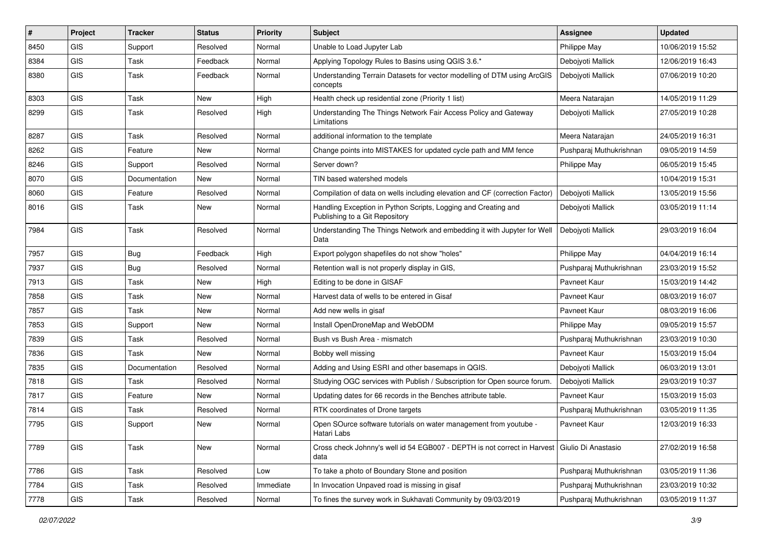| # | Project | Tracker | Status | Priority | Subject | Assignee | Updated |
|---|---|---|---|---|---|---|---|
| 8450 | GIS | Support | Resolved | Normal | Unable to Load Jupyter Lab | Philippe May | 10/06/2019 15:52 |
| 8384 | GIS | Task | Feedback | Normal | Applying Topology Rules to Basins using QGIS 3.6.* | Debojyoti Mallick | 12/06/2019 16:43 |
| 8380 | GIS | Task | Feedback | Normal | Understanding Terrain Datasets for vector modelling of DTM using ArcGIS concepts | Debojyoti Mallick | 07/06/2019 10:20 |
| 8303 | GIS | Task | New | High | Health check up residential zone (Priority 1 list) | Meera Natarajan | 14/05/2019 11:29 |
| 8299 | GIS | Task | Resolved | High | Understanding The Things Network Fair Access Policy and Gateway Limitations | Debojyoti Mallick | 27/05/2019 10:28 |
| 8287 | GIS | Task | Resolved | Normal | additional information to the template | Meera Natarajan | 24/05/2019 16:31 |
| 8262 | GIS | Feature | New | Normal | Change points into MISTAKES for updated cycle path and MM fence | Pushparaj Muthukrishnan | 09/05/2019 14:59 |
| 8246 | GIS | Support | Resolved | Normal | Server down? | Philippe May | 06/05/2019 15:45 |
| 8070 | GIS | Documentation | New | Normal | TIN based watershed models | | 10/04/2019 15:31 |
| 8060 | GIS | Feature | Resolved | Normal | Compilation of data on wells including elevation and CF (correction Factor) | Debojyoti Mallick | 13/05/2019 15:56 |
| 8016 | GIS | Task | New | Normal | Handling Exception in Python Scripts, Logging and Creating and Publishing to a Git Repository | Debojyoti Mallick | 03/05/2019 11:14 |
| 7984 | GIS | Task | Resolved | Normal | Understanding The Things Network and embedding it with Jupyter for Well Data | Debojyoti Mallick | 29/03/2019 16:04 |
| 7957 | GIS | Bug | Feedback | High | Export polygon shapefiles do not show "holes" | Philippe May | 04/04/2019 16:14 |
| 7937 | GIS | Bug | Resolved | Normal | Retention wall is not properly display in GIS, | Pushparaj Muthukrishnan | 23/03/2019 15:52 |
| 7913 | GIS | Task | New | High | Editing to be done in GISAF | Pavneet Kaur | 15/03/2019 14:42 |
| 7858 | GIS | Task | New | Normal | Harvest data of wells to be entered in Gisaf | Pavneet Kaur | 08/03/2019 16:07 |
| 7857 | GIS | Task | New | Normal | Add new wells in gisaf | Pavneet Kaur | 08/03/2019 16:06 |
| 7853 | GIS | Support | New | Normal | Install OpenDroneMap and WebODM | Philippe May | 09/05/2019 15:57 |
| 7839 | GIS | Task | Resolved | Normal | Bush vs Bush Area - mismatch | Pushparaj Muthukrishnan | 23/03/2019 10:30 |
| 7836 | GIS | Task | New | Normal | Bobby well missing | Pavneet Kaur | 15/03/2019 15:04 |
| 7835 | GIS | Documentation | Resolved | Normal | Adding and Using ESRI and other basemaps in QGIS. | Debojyoti Mallick | 06/03/2019 13:01 |
| 7818 | GIS | Task | Resolved | Normal | Studying OGC services with Publish / Subscription for Open source forum. | Debojyoti Mallick | 29/03/2019 10:37 |
| 7817 | GIS | Feature | New | Normal | Updating dates for 66 records in the Benches attribute table. | Pavneet Kaur | 15/03/2019 15:03 |
| 7814 | GIS | Task | Resolved | Normal | RTK coordinates of Drone targets | Pushparaj Muthukrishnan | 03/05/2019 11:35 |
| 7795 | GIS | Support | New | Normal | Open SOurce software tutorials on water management from youtube - Hatari Labs | Pavneet Kaur | 12/03/2019 16:33 |
| 7789 | GIS | Task | New | Normal | Cross check Johnny's well id 54 EGB007 - DEPTH is not correct in Harvest data | Giulio Di Anastasio | 27/02/2019 16:58 |
| 7786 | GIS | Task | Resolved | Low | To take a photo of Boundary Stone and position | Pushparaj Muthukrishnan | 03/05/2019 11:36 |
| 7784 | GIS | Task | Resolved | Immediate | In Invocation Unpaved road is missing in gisaf | Pushparaj Muthukrishnan | 23/03/2019 10:32 |
| 7778 | GIS | Task | Resolved | Normal | To fines the survey work in Sukhavati Community by 09/03/2019 | Pushparaj Muthukrishnan | 03/05/2019 11:37 |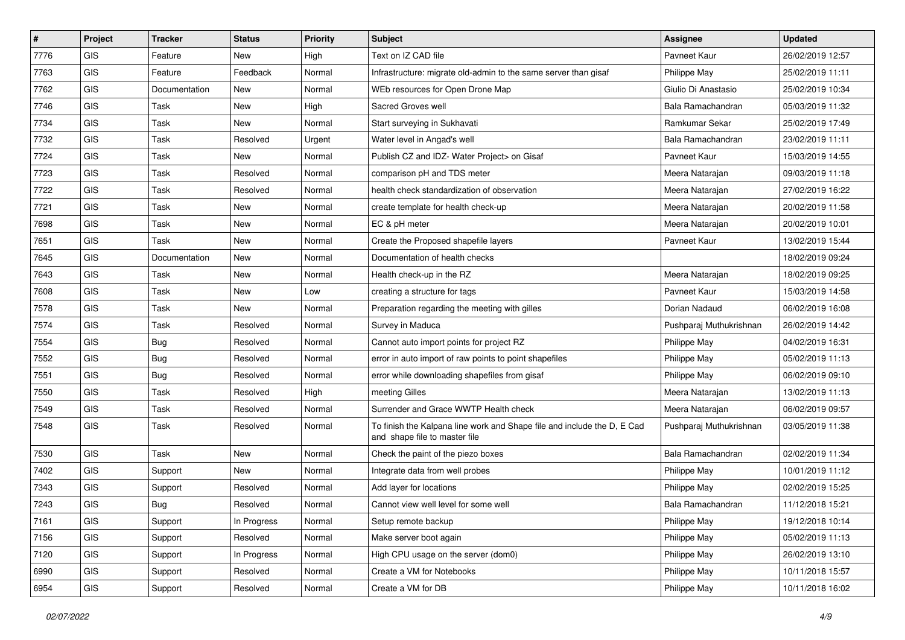| # | Project | Tracker | Status | Priority | Subject | Assignee | Updated |
|---|---|---|---|---|---|---|---|
| 7776 | GIS | Feature | New | High | Text on IZ CAD file | Pavneet Kaur | 26/02/2019 12:57 |
| 7763 | GIS | Feature | Feedback | Normal | Infrastructure: migrate old-admin to the same server than gisaf | Philippe May | 25/02/2019 11:11 |
| 7762 | GIS | Documentation | New | Normal | WEb resources for Open Drone Map | Giulio Di Anastasio | 25/02/2019 10:34 |
| 7746 | GIS | Task | New | High | Sacred Groves well | Bala Ramachandran | 05/03/2019 11:32 |
| 7734 | GIS | Task | New | Normal | Start surveying in Sukhavati | Ramkumar Sekar | 25/02/2019 17:49 |
| 7732 | GIS | Task | Resolved | Urgent | Water level in Angad's well | Bala Ramachandran | 23/02/2019 11:11 |
| 7724 | GIS | Task | New | Normal | Publish CZ and IDZ- Water Project> on Gisaf | Pavneet Kaur | 15/03/2019 14:55 |
| 7723 | GIS | Task | Resolved | Normal | comparison pH and TDS meter | Meera Natarajan | 09/03/2019 11:18 |
| 7722 | GIS | Task | Resolved | Normal | health check standardization of observation | Meera Natarajan | 27/02/2019 16:22 |
| 7721 | GIS | Task | New | Normal | create template for health check-up | Meera Natarajan | 20/02/2019 11:58 |
| 7698 | GIS | Task | New | Normal | EC & pH meter | Meera Natarajan | 20/02/2019 10:01 |
| 7651 | GIS | Task | New | Normal | Create the Proposed shapefile layers | Pavneet Kaur | 13/02/2019 15:44 |
| 7645 | GIS | Documentation | New | Normal | Documentation of health checks | | 18/02/2019 09:24 |
| 7643 | GIS | Task | New | Normal | Health check-up in the RZ | Meera Natarajan | 18/02/2019 09:25 |
| 7608 | GIS | Task | New | Low | creating a structure for tags | Pavneet Kaur | 15/03/2019 14:58 |
| 7578 | GIS | Task | New | Normal | Preparation regarding the meeting with gilles | Dorian Nadaud | 06/02/2019 16:08 |
| 7574 | GIS | Task | Resolved | Normal | Survey in Maduca | Pushparaj Muthukrishnan | 26/02/2019 14:42 |
| 7554 | GIS | Bug | Resolved | Normal | Cannot auto import points for project RZ | Philippe May | 04/02/2019 16:31 |
| 7552 | GIS | Bug | Resolved | Normal | error in auto import of raw points to point shapefiles | Philippe May | 05/02/2019 11:13 |
| 7551 | GIS | Bug | Resolved | Normal | error while downloading shapefiles from gisaf | Philippe May | 06/02/2019 09:10 |
| 7550 | GIS | Task | Resolved | High | meeting Gilles | Meera Natarajan | 13/02/2019 11:13 |
| 7549 | GIS | Task | Resolved | Normal | Surrender and Grace WWTP Health check | Meera Natarajan | 06/02/2019 09:57 |
| 7548 | GIS | Task | Resolved | Normal | To finish the Kalpana line work and Shape file and include the D, E Cad and shape file to master file | Pushparaj Muthukrishnan | 03/05/2019 11:38 |
| 7530 | GIS | Task | New | Normal | Check the paint of the piezo boxes | Bala Ramachandran | 02/02/2019 11:34 |
| 7402 | GIS | Support | New | Normal | Integrate data from well probes | Philippe May | 10/01/2019 11:12 |
| 7343 | GIS | Support | Resolved | Normal | Add layer for locations | Philippe May | 02/02/2019 15:25 |
| 7243 | GIS | Bug | Resolved | Normal | Cannot view well level for some well | Bala Ramachandran | 11/12/2018 15:21 |
| 7161 | GIS | Support | In Progress | Normal | Setup remote backup | Philippe May | 19/12/2018 10:14 |
| 7156 | GIS | Support | Resolved | Normal | Make server boot again | Philippe May | 05/02/2019 11:13 |
| 7120 | GIS | Support | In Progress | Normal | High CPU usage on the server (dom0) | Philippe May | 26/02/2019 13:10 |
| 6990 | GIS | Support | Resolved | Normal | Create a VM for Notebooks | Philippe May | 10/11/2018 15:57 |
| 6954 | GIS | Support | Resolved | Normal | Create a VM for DB | Philippe May | 10/11/2018 16:02 |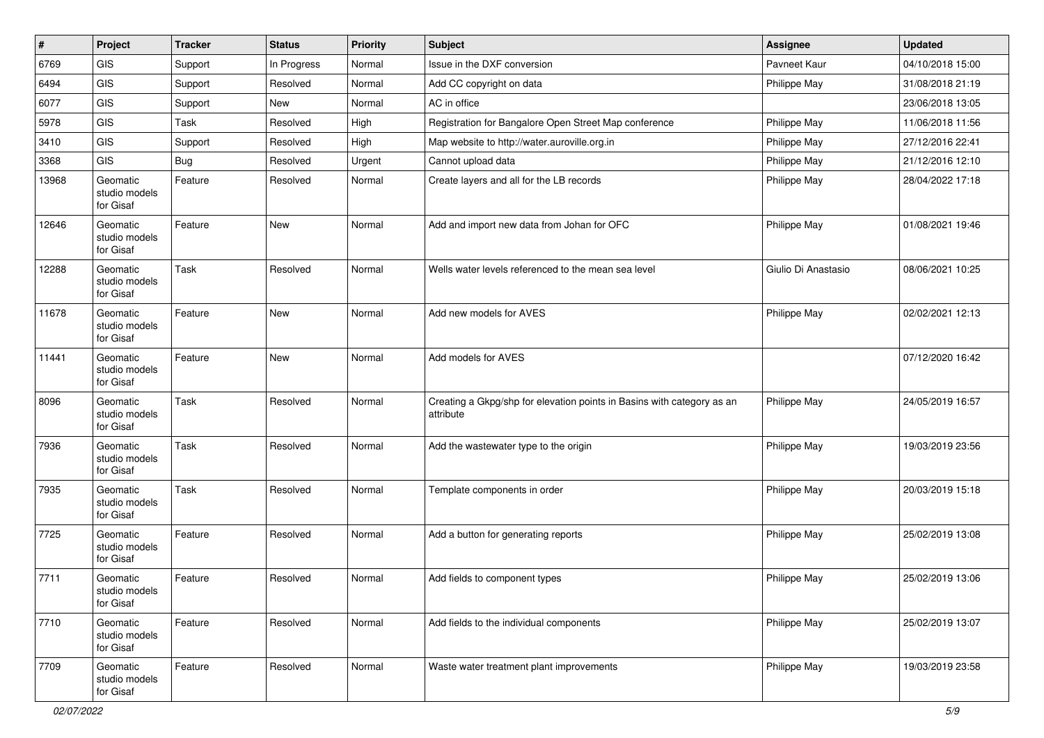| # | Project | Tracker | Status | Priority | Subject | Assignee | Updated |
|---|---|---|---|---|---|---|---|
| 6769 | GIS | Support | In Progress | Normal | Issue in the DXF conversion | Pavneet Kaur | 04/10/2018 15:00 |
| 6494 | GIS | Support | Resolved | Normal | Add CC copyright on data | Philippe May | 31/08/2018 21:19 |
| 6077 | GIS | Support | New | Normal | AC in office | | 23/06/2018 13:05 |
| 5978 | GIS | Task | Resolved | High | Registration for Bangalore Open Street Map conference | Philippe May | 11/06/2018 11:56 |
| 3410 | GIS | Support | Resolved | High | Map website to http://water.auroville.org.in | Philippe May | 27/12/2016 22:41 |
| 3368 | GIS | Bug | Resolved | Urgent | Cannot upload data | Philippe May | 21/12/2016 12:10 |
| 13968 | Geomatic studio models for Gisaf | Feature | Resolved | Normal | Create layers and all for the LB records | Philippe May | 28/04/2022 17:18 |
| 12646 | Geomatic studio models for Gisaf | Feature | New | Normal | Add and import new data from Johan for OFC | Philippe May | 01/08/2021 19:46 |
| 12288 | Geomatic studio models for Gisaf | Task | Resolved | Normal | Wells water levels referenced to the mean sea level | Giulio Di Anastasio | 08/06/2021 10:25 |
| 11678 | Geomatic studio models for Gisaf | Feature | New | Normal | Add new models for AVES | Philippe May | 02/02/2021 12:13 |
| 11441 | Geomatic studio models for Gisaf | Feature | New | Normal | Add models for AVES | | 07/12/2020 16:42 |
| 8096 | Geomatic studio models for Gisaf | Task | Resolved | Normal | Creating a Gkpg/shp for elevation points in Basins with category as an attribute | Philippe May | 24/05/2019 16:57 |
| 7936 | Geomatic studio models for Gisaf | Task | Resolved | Normal | Add the wastewater type to the origin | Philippe May | 19/03/2019 23:56 |
| 7935 | Geomatic studio models for Gisaf | Task | Resolved | Normal | Template components in order | Philippe May | 20/03/2019 15:18 |
| 7725 | Geomatic studio models for Gisaf | Feature | Resolved | Normal | Add a button for generating reports | Philippe May | 25/02/2019 13:08 |
| 7711 | Geomatic studio models for Gisaf | Feature | Resolved | Normal | Add fields to component types | Philippe May | 25/02/2019 13:06 |
| 7710 | Geomatic studio models for Gisaf | Feature | Resolved | Normal | Add fields to the individual components | Philippe May | 25/02/2019 13:07 |
| 7709 | Geomatic studio models for Gisaf | Feature | Resolved | Normal | Waste water treatment plant improvements | Philippe May | 19/03/2019 23:58 |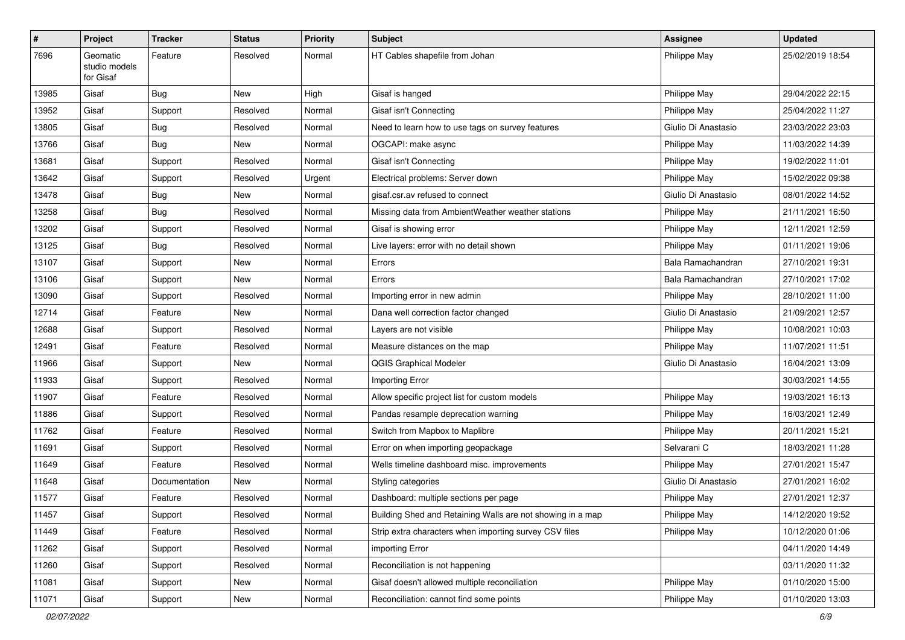| # | Project | Tracker | Status | Priority | Subject | Assignee | Updated |
|---|---|---|---|---|---|---|---|
| 7696 | Geomatic studio models for Gisaf | Feature | Resolved | Normal | HT Cables shapefile from Johan | Philippe May | 25/02/2019 18:54 |
| 13985 | Gisaf | Bug | New | High | Gisaf is hanged | Philippe May | 29/04/2022 22:15 |
| 13952 | Gisaf | Support | Resolved | Normal | Gisaf isn't Connecting | Philippe May | 25/04/2022 11:27 |
| 13805 | Gisaf | Bug | Resolved | Normal | Need to learn how to use tags on survey features | Giulio Di Anastasio | 23/03/2022 23:03 |
| 13766 | Gisaf | Bug | New | Normal | OGCAPI: make async | Philippe May | 11/03/2022 14:39 |
| 13681 | Gisaf | Support | Resolved | Normal | Gisaf isn't Connecting | Philippe May | 19/02/2022 11:01 |
| 13642 | Gisaf | Support | Resolved | Urgent | Electrical problems: Server down | Philippe May | 15/02/2022 09:38 |
| 13478 | Gisaf | Bug | New | Normal | gisaf.csr.av refused to connect | Giulio Di Anastasio | 08/01/2022 14:52 |
| 13258 | Gisaf | Bug | Resolved | Normal | Missing data from AmbientWeather weather stations | Philippe May | 21/11/2021 16:50 |
| 13202 | Gisaf | Support | Resolved | Normal | Gisaf is showing error | Philippe May | 12/11/2021 12:59 |
| 13125 | Gisaf | Bug | Resolved | Normal | Live layers: error with no detail shown | Philippe May | 01/11/2021 19:06 |
| 13107 | Gisaf | Support | New | Normal | Errors | Bala Ramachandran | 27/10/2021 19:31 |
| 13106 | Gisaf | Support | New | Normal | Errors | Bala Ramachandran | 27/10/2021 17:02 |
| 13090 | Gisaf | Support | Resolved | Normal | Importing error in new admin | Philippe May | 28/10/2021 11:00 |
| 12714 | Gisaf | Feature | New | Normal | Dana well correction factor changed | Giulio Di Anastasio | 21/09/2021 12:57 |
| 12688 | Gisaf | Support | Resolved | Normal | Layers are not visible | Philippe May | 10/08/2021 10:03 |
| 12491 | Gisaf | Feature | Resolved | Normal | Measure distances on the map | Philippe May | 11/07/2021 11:51 |
| 11966 | Gisaf | Support | New | Normal | QGIS Graphical Modeler | Giulio Di Anastasio | 16/04/2021 13:09 |
| 11933 | Gisaf | Support | Resolved | Normal | Importing Error | | 30/03/2021 14:55 |
| 11907 | Gisaf | Feature | Resolved | Normal | Allow specific project list for custom models | Philippe May | 19/03/2021 16:13 |
| 11886 | Gisaf | Support | Resolved | Normal | Pandas resample deprecation warning | Philippe May | 16/03/2021 12:49 |
| 11762 | Gisaf | Feature | Resolved | Normal | Switch from Mapbox to Maplibre | Philippe May | 20/11/2021 15:21 |
| 11691 | Gisaf | Support | Resolved | Normal | Error on when importing geopackage | Selvarani C | 18/03/2021 11:28 |
| 11649 | Gisaf | Feature | Resolved | Normal | Wells timeline dashboard misc. improvements | Philippe May | 27/01/2021 15:47 |
| 11648 | Gisaf | Documentation | New | Normal | Styling categories | Giulio Di Anastasio | 27/01/2021 16:02 |
| 11577 | Gisaf | Feature | Resolved | Normal | Dashboard: multiple sections per page | Philippe May | 27/01/2021 12:37 |
| 11457 | Gisaf | Support | Resolved | Normal | Building Shed and Retaining Walls are not showing in a map | Philippe May | 14/12/2020 19:52 |
| 11449 | Gisaf | Feature | Resolved | Normal | Strip extra characters when importing survey CSV files | Philippe May | 10/12/2020 01:06 |
| 11262 | Gisaf | Support | Resolved | Normal | importing Error | | 04/11/2020 14:49 |
| 11260 | Gisaf | Support | Resolved | Normal | Reconciliation is not happening | | 03/11/2020 11:32 |
| 11081 | Gisaf | Support | New | Normal | Gisaf doesn't allowed multiple reconciliation | Philippe May | 01/10/2020 15:00 |
| 11071 | Gisaf | Support | New | Normal | Reconciliation: cannot find some points | Philippe May | 01/10/2020 13:03 |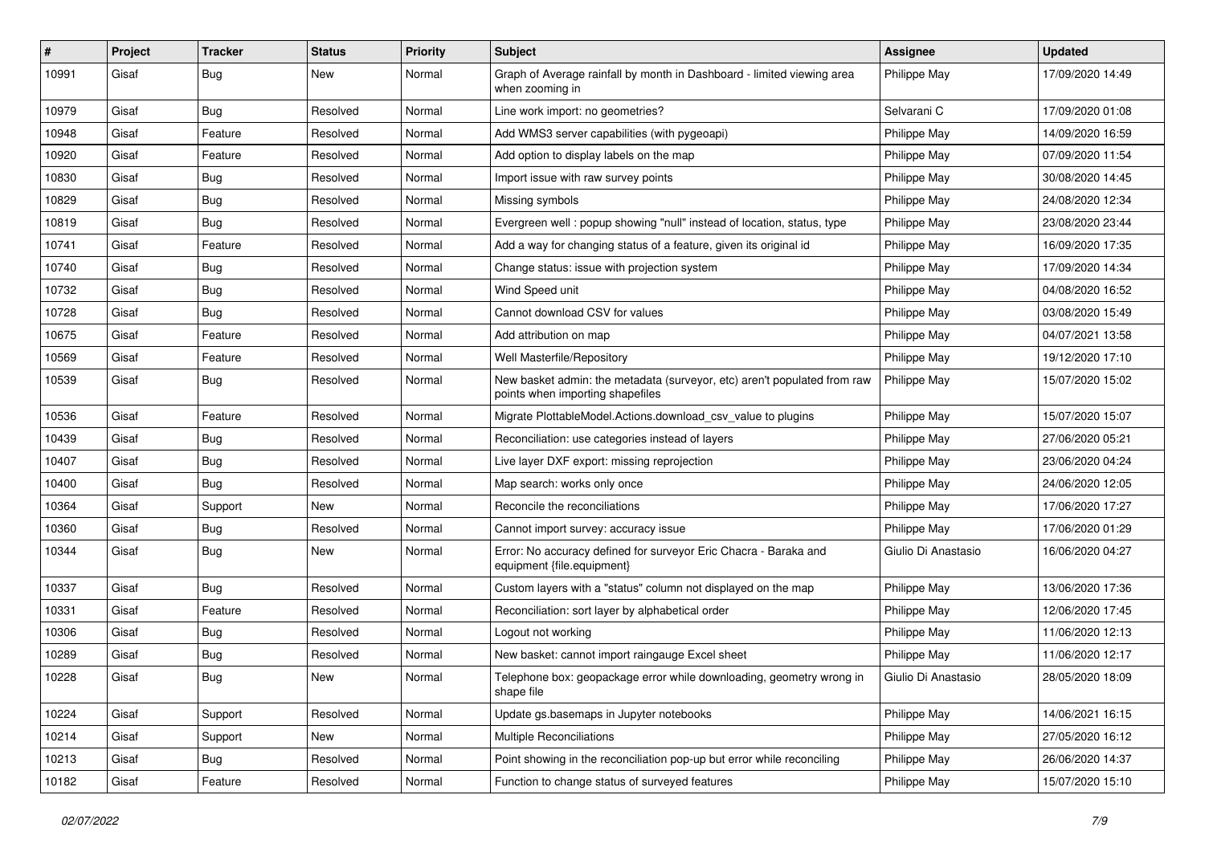| # | Project | Tracker | Status | Priority | Subject | Assignee | Updated |
| --- | --- | --- | --- | --- | --- | --- | --- |
| 10991 | Gisaf | Bug | New | Normal | Graph of Average rainfall by month in Dashboard - limited viewing area when zooming in | Philippe May | 17/09/2020 14:49 |
| 10979 | Gisaf | Bug | Resolved | Normal | Line work import: no geometries? | Selvarani C | 17/09/2020 01:08 |
| 10948 | Gisaf | Feature | Resolved | Normal | Add WMS3 server capabilities (with pygeoapi) | Philippe May | 14/09/2020 16:59 |
| 10920 | Gisaf | Feature | Resolved | Normal | Add option to display labels on the map | Philippe May | 07/09/2020 11:54 |
| 10830 | Gisaf | Bug | Resolved | Normal | Import issue with raw survey points | Philippe May | 30/08/2020 14:45 |
| 10829 | Gisaf | Bug | Resolved | Normal | Missing symbols | Philippe May | 24/08/2020 12:34 |
| 10819 | Gisaf | Bug | Resolved | Normal | Evergreen well : popup showing "null" instead of location, status, type | Philippe May | 23/08/2020 23:44 |
| 10741 | Gisaf | Feature | Resolved | Normal | Add a way for changing status of a feature, given its original id | Philippe May | 16/09/2020 17:35 |
| 10740 | Gisaf | Bug | Resolved | Normal | Change status: issue with projection system | Philippe May | 17/09/2020 14:34 |
| 10732 | Gisaf | Bug | Resolved | Normal | Wind Speed unit | Philippe May | 04/08/2020 16:52 |
| 10728 | Gisaf | Bug | Resolved | Normal | Cannot download CSV for values | Philippe May | 03/08/2020 15:49 |
| 10675 | Gisaf | Feature | Resolved | Normal | Add attribution on map | Philippe May | 04/07/2021 13:58 |
| 10569 | Gisaf | Feature | Resolved | Normal | Well Masterfile/Repository | Philippe May | 19/12/2020 17:10 |
| 10539 | Gisaf | Bug | Resolved | Normal | New basket admin: the metadata (surveyor, etc) aren't populated from raw points when importing shapefiles | Philippe May | 15/07/2020 15:02 |
| 10536 | Gisaf | Feature | Resolved | Normal | Migrate PlottableModel.Actions.download_csv_value to plugins | Philippe May | 15/07/2020 15:07 |
| 10439 | Gisaf | Bug | Resolved | Normal | Reconciliation: use categories instead of layers | Philippe May | 27/06/2020 05:21 |
| 10407 | Gisaf | Bug | Resolved | Normal | Live layer DXF export: missing reprojection | Philippe May | 23/06/2020 04:24 |
| 10400 | Gisaf | Bug | Resolved | Normal | Map search: works only once | Philippe May | 24/06/2020 12:05 |
| 10364 | Gisaf | Support | New | Normal | Reconcile the reconciliations | Philippe May | 17/06/2020 17:27 |
| 10360 | Gisaf | Bug | Resolved | Normal | Cannot import survey: accuracy issue | Philippe May | 17/06/2020 01:29 |
| 10344 | Gisaf | Bug | New | Normal | Error: No accuracy defined for surveyor Eric Chacra - Baraka and equipment {file.equipment} | Giulio Di Anastasio | 16/06/2020 04:27 |
| 10337 | Gisaf | Bug | Resolved | Normal | Custom layers with a "status" column not displayed on the map | Philippe May | 13/06/2020 17:36 |
| 10331 | Gisaf | Feature | Resolved | Normal | Reconciliation: sort layer by alphabetical order | Philippe May | 12/06/2020 17:45 |
| 10306 | Gisaf | Bug | Resolved | Normal | Logout not working | Philippe May | 11/06/2020 12:13 |
| 10289 | Gisaf | Bug | Resolved | Normal | New basket: cannot import raingauge Excel sheet | Philippe May | 11/06/2020 12:17 |
| 10228 | Gisaf | Bug | New | Normal | Telephone box: geopackage error while downloading, geometry wrong in shape file | Giulio Di Anastasio | 28/05/2020 18:09 |
| 10224 | Gisaf | Support | Resolved | Normal | Update gs.basemaps in Jupyter notebooks | Philippe May | 14/06/2021 16:15 |
| 10214 | Gisaf | Support | New | Normal | Multiple Reconciliations | Philippe May | 27/05/2020 16:12 |
| 10213 | Gisaf | Bug | Resolved | Normal | Point showing in the reconciliation pop-up but error while reconciling | Philippe May | 26/06/2020 14:37 |
| 10182 | Gisaf | Feature | Resolved | Normal | Function to change status of surveyed features | Philippe May | 15/07/2020 15:10 |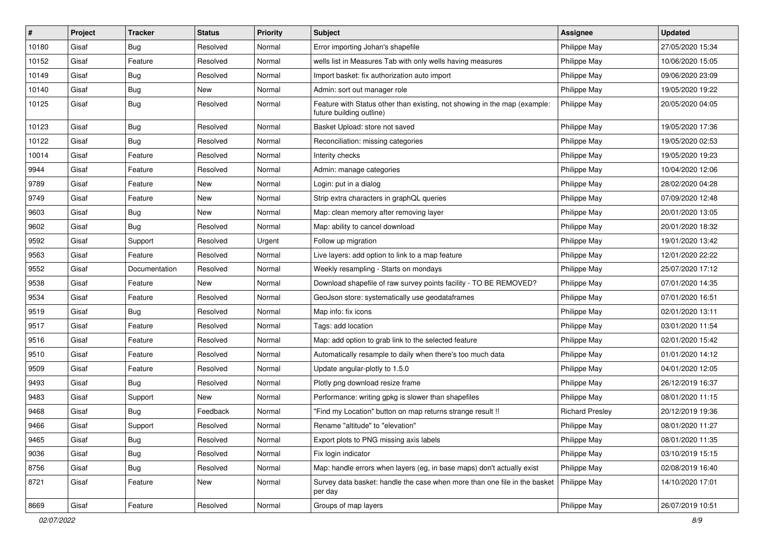| # | Project | Tracker | Status | Priority | Subject | Assignee | Updated |
|---|---|---|---|---|---|---|---|
| 10180 | Gisaf | Bug | Resolved | Normal | Error importing Johan's shapefile | Philippe May | 27/05/2020 15:34 |
| 10152 | Gisaf | Feature | Resolved | Normal | wells list in Measures Tab with only wells having measures | Philippe May | 10/06/2020 15:05 |
| 10149 | Gisaf | Bug | Resolved | Normal | Import basket: fix authorization auto import | Philippe May | 09/06/2020 23:09 |
| 10140 | Gisaf | Bug | New | Normal | Admin: sort out manager role | Philippe May | 19/05/2020 19:22 |
| 10125 | Gisaf | Bug | Resolved | Normal | Feature with Status other than existing, not showing in the map (example: future building outline) | Philippe May | 20/05/2020 04:05 |
| 10123 | Gisaf | Bug | Resolved | Normal | Basket Upload: store not saved | Philippe May | 19/05/2020 17:36 |
| 10122 | Gisaf | Bug | Resolved | Normal | Reconciliation: missing categories | Philippe May | 19/05/2020 02:53 |
| 10014 | Gisaf | Feature | Resolved | Normal | Interity checks | Philippe May | 19/05/2020 19:23 |
| 9944 | Gisaf | Feature | Resolved | Normal | Admin: manage categories | Philippe May | 10/04/2020 12:06 |
| 9789 | Gisaf | Feature | New | Normal | Login: put in a dialog | Philippe May | 28/02/2020 04:28 |
| 9749 | Gisaf | Feature | New | Normal | Strip extra characters in graphQL queries | Philippe May | 07/09/2020 12:48 |
| 9603 | Gisaf | Bug | New | Normal | Map: clean memory after removing layer | Philippe May | 20/01/2020 13:05 |
| 9602 | Gisaf | Bug | Resolved | Normal | Map: ability to cancel download | Philippe May | 20/01/2020 18:32 |
| 9592 | Gisaf | Support | Resolved | Urgent | Follow up migration | Philippe May | 19/01/2020 13:42 |
| 9563 | Gisaf | Feature | Resolved | Normal | Live layers: add option to link to a map feature | Philippe May | 12/01/2020 22:22 |
| 9552 | Gisaf | Documentation | Resolved | Normal | Weekly resampling - Starts on mondays | Philippe May | 25/07/2020 17:12 |
| 9538 | Gisaf | Feature | New | Normal | Download shapefile of raw survey points facility - TO BE REMOVED? | Philippe May | 07/01/2020 14:35 |
| 9534 | Gisaf | Feature | Resolved | Normal | GeoJson store: systematically use geodataframes | Philippe May | 07/01/2020 16:51 |
| 9519 | Gisaf | Bug | Resolved | Normal | Map info: fix icons | Philippe May | 02/01/2020 13:11 |
| 9517 | Gisaf | Feature | Resolved | Normal | Tags: add location | Philippe May | 03/01/2020 11:54 |
| 9516 | Gisaf | Feature | Resolved | Normal | Map: add option to grab link to the selected feature | Philippe May | 02/01/2020 15:42 |
| 9510 | Gisaf | Feature | Resolved | Normal | Automatically resample to daily when there's too much data | Philippe May | 01/01/2020 14:12 |
| 9509 | Gisaf | Feature | Resolved | Normal | Update angular-plotly to 1.5.0 | Philippe May | 04/01/2020 12:05 |
| 9493 | Gisaf | Bug | Resolved | Normal | Plotly png download resize frame | Philippe May | 26/12/2019 16:37 |
| 9483 | Gisaf | Support | New | Normal | Performance: writing gpkg is slower than shapefiles | Philippe May | 08/01/2020 11:15 |
| 9468 | Gisaf | Bug | Feedback | Normal | "Find my Location" button on map returns strange result !! | Richard Presley | 20/12/2019 19:36 |
| 9466 | Gisaf | Support | Resolved | Normal | Rename "altitude" to "elevation" | Philippe May | 08/01/2020 11:27 |
| 9465 | Gisaf | Bug | Resolved | Normal | Export plots to PNG missing axis labels | Philippe May | 08/01/2020 11:35 |
| 9036 | Gisaf | Bug | Resolved | Normal | Fix login indicator | Philippe May | 03/10/2019 15:15 |
| 8756 | Gisaf | Bug | Resolved | Normal | Map: handle errors when layers (eg, in base maps) don't actually exist | Philippe May | 02/08/2019 16:40 |
| 8721 | Gisaf | Feature | New | Normal | Survey data basket: handle the case when more than one file in the basket per day | Philippe May | 14/10/2020 17:01 |
| 8669 | Gisaf | Feature | Resolved | Normal | Groups of map layers | Philippe May | 26/07/2019 10:51 |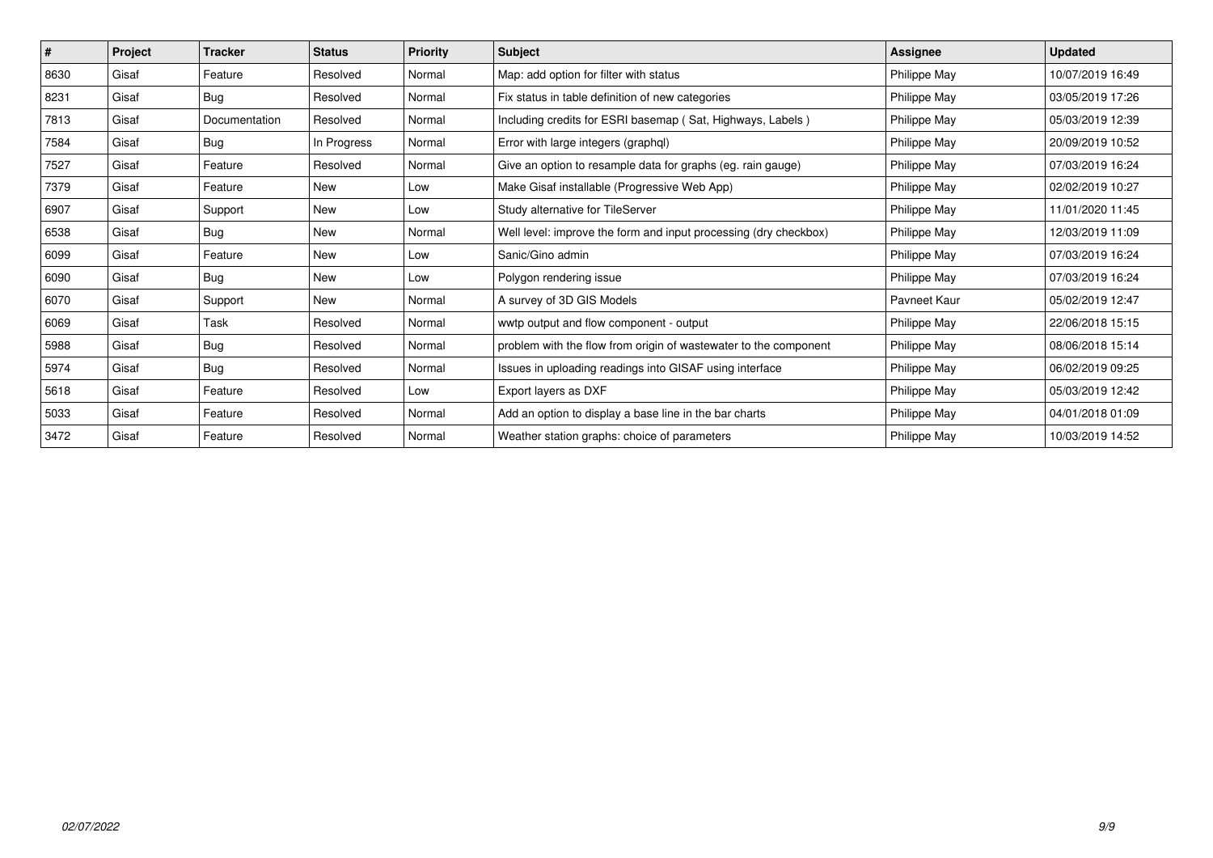| # | Project | Tracker | Status | Priority | Subject | Assignee | Updated |
|---|---|---|---|---|---|---|---|
| 8630 | Gisaf | Feature | Resolved | Normal | Map: add option for filter with status | Philippe May | 10/07/2019 16:49 |
| 8231 | Gisaf | Bug | Resolved | Normal | Fix status in table definition of new categories | Philippe May | 03/05/2019 17:26 |
| 7813 | Gisaf | Documentation | Resolved | Normal | Including credits for ESRI basemap ( Sat, Highways, Labels ) | Philippe May | 05/03/2019 12:39 |
| 7584 | Gisaf | Bug | In Progress | Normal | Error with large integers (graphql) | Philippe May | 20/09/2019 10:52 |
| 7527 | Gisaf | Feature | Resolved | Normal | Give an option to resample data for graphs (eg. rain gauge) | Philippe May | 07/03/2019 16:24 |
| 7379 | Gisaf | Feature | New | Low | Make Gisaf installable (Progressive Web App) | Philippe May | 02/02/2019 10:27 |
| 6907 | Gisaf | Support | New | Low | Study alternative for TileServer | Philippe May | 11/01/2020 11:45 |
| 6538 | Gisaf | Bug | New | Normal | Well level: improve the form and input processing (dry checkbox) | Philippe May | 12/03/2019 11:09 |
| 6099 | Gisaf | Feature | New | Low | Sanic/Gino admin | Philippe May | 07/03/2019 16:24 |
| 6090 | Gisaf | Bug | New | Low | Polygon rendering issue | Philippe May | 07/03/2019 16:24 |
| 6070 | Gisaf | Support | New | Normal | A survey of 3D GIS Models | Pavneet Kaur | 05/02/2019 12:47 |
| 6069 | Gisaf | Task | Resolved | Normal | wwtp output and flow component - output | Philippe May | 22/06/2018 15:15 |
| 5988 | Gisaf | Bug | Resolved | Normal | problem with the flow from origin of wastewater to the component | Philippe May | 08/06/2018 15:14 |
| 5974 | Gisaf | Bug | Resolved | Normal | Issues in uploading readings into GISAF using interface | Philippe May | 06/02/2019 09:25 |
| 5618 | Gisaf | Feature | Resolved | Low | Export layers as DXF | Philippe May | 05/03/2019 12:42 |
| 5033 | Gisaf | Feature | Resolved | Normal | Add an option to display a base line in the bar charts | Philippe May | 04/01/2018 01:09 |
| 3472 | Gisaf | Feature | Resolved | Normal | Weather station graphs: choice of parameters | Philippe May | 10/03/2019 14:52 |